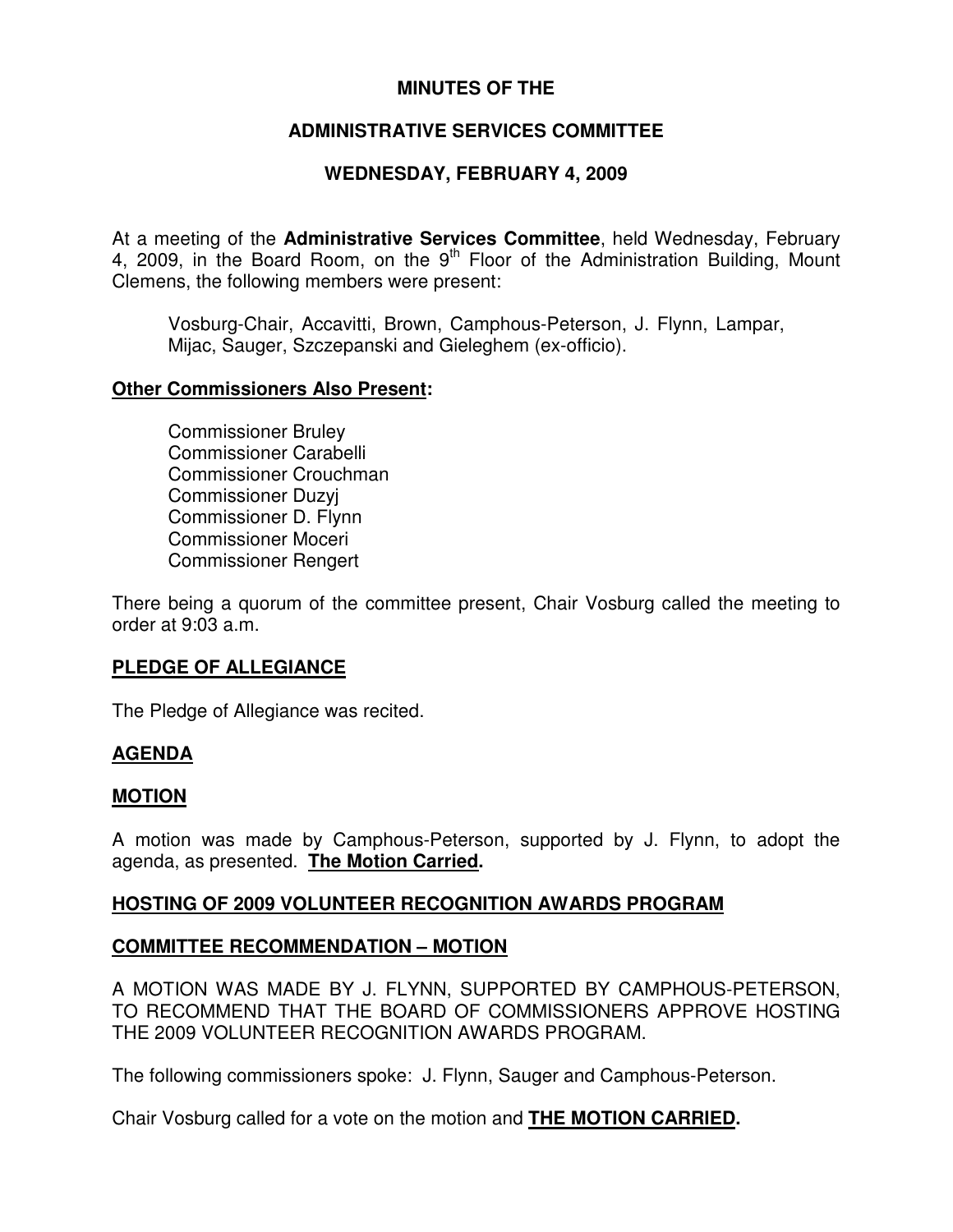# MINUTES OF THE

## ADMINISTRATIVE SERVICES COMMITTEE

## WEDNESDAY, FEBRUARY 4, 2009

At a meeting of the **Administrative Services Committee**, held Wednesday, February 4, 2009, in the Board Room, on the 9th Floor of the Administration Building, Mount Clemens, the following members were present:

Vosburg-Chair, Accavitti, Brown, Camphous-Peterson, J. Flynn, Lampar, Mijac, Sauger, Szczepanski and Gieleghem (ex-officio).

**Other Commissioners Also Present:**

Commissioner Bruley
Commissioner Carabelli
Commissioner Crouchman
Commissioner Duzyj
Commissioner D. Flynn
Commissioner Moceri
Commissioner Rengert

There being a quorum of the committee present, Chair Vosburg called the meeting to order at 9:03 a.m.

**PLEDGE OF ALLEGIANCE**

The Pledge of Allegiance was recited.

**AGENDA**

**MOTION**

A motion was made by Camphous-Peterson, supported by J. Flynn, to adopt the agenda, as presented. **The Motion Carried.**

**HOSTING OF 2009 VOLUNTEER RECOGNITION AWARDS PROGRAM**

**COMMITTEE RECOMMENDATION – MOTION**

A MOTION WAS MADE BY J. FLYNN, SUPPORTED BY CAMPHOUS-PETERSON, TO RECOMMEND THAT THE BOARD OF COMMISSIONERS APPROVE HOSTING THE 2009 VOLUNTEER RECOGNITION AWARDS PROGRAM.

The following commissioners spoke: J. Flynn, Sauger and Camphous-Peterson.

Chair Vosburg called for a vote on the motion and **THE MOTION CARRIED.**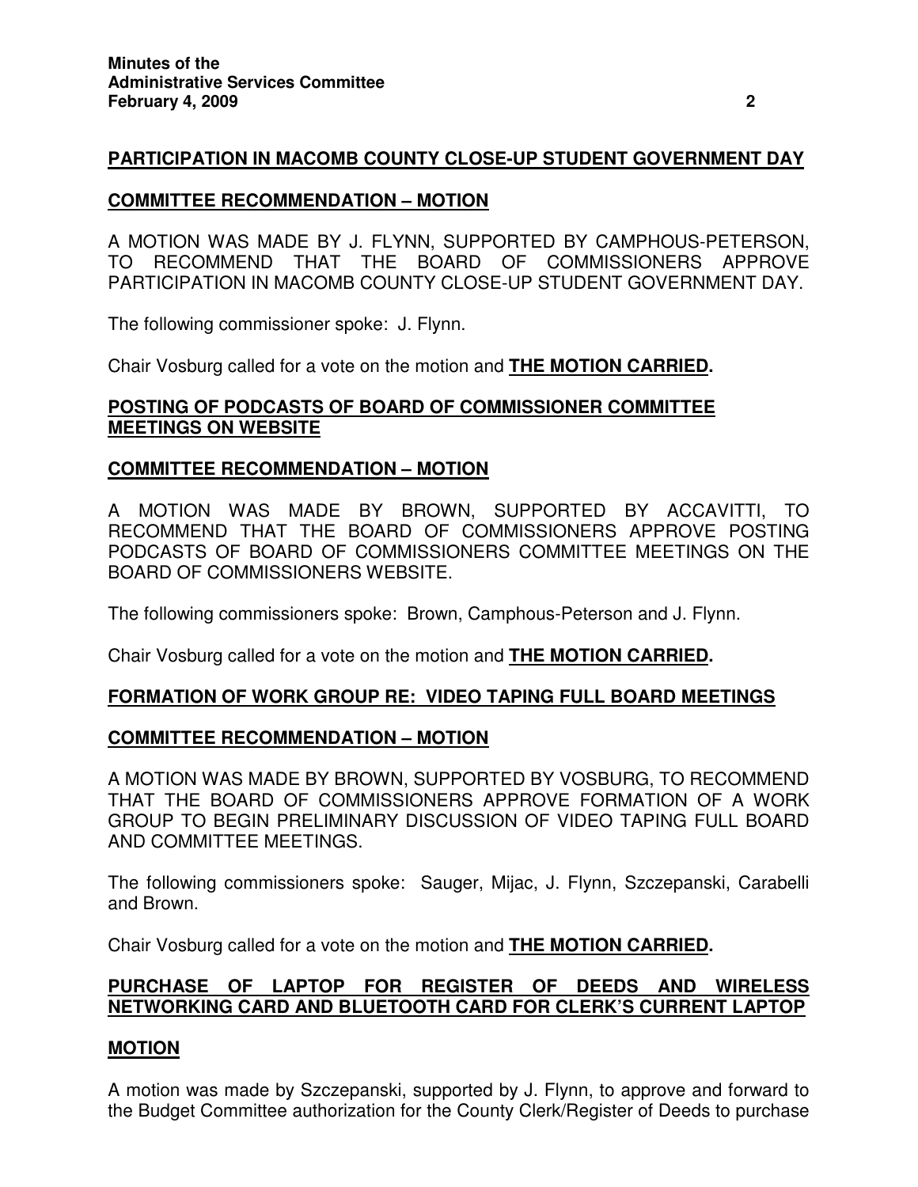## PARTICIPATION IN MACOMB COUNTY CLOSE-UP STUDENT GOVERNMENT DAY

### COMMITTEE RECOMMENDATION – MOTION

A MOTION WAS MADE BY J. FLYNN, SUPPORTED BY CAMPHOUS-PETERSON, TO RECOMMEND THAT THE BOARD OF COMMISSIONERS APPROVE PARTICIPATION IN MACOMB COUNTY CLOSE-UP STUDENT GOVERNMENT DAY.

The following commissioner spoke: J. Flynn.

Chair Vosburg called for a vote on the motion and **THE MOTION CARRIED.**

## POSTING OF PODCASTS OF BOARD OF COMMISSIONER COMMITTEE MEETINGS ON WEBSITE

### COMMITTEE RECOMMENDATION – MOTION

A MOTION WAS MADE BY BROWN, SUPPORTED BY ACCAVITTI, TO RECOMMEND THAT THE BOARD OF COMMISSIONERS APPROVE POSTING PODCASTS OF BOARD OF COMMISSIONERS COMMITTEE MEETINGS ON THE BOARD OF COMMISSIONERS WEBSITE.

The following commissioners spoke: Brown, Camphous-Peterson and J. Flynn.

Chair Vosburg called for a vote on the motion and **THE MOTION CARRIED.**

## FORMATION OF WORK GROUP RE: VIDEO TAPING FULL BOARD MEETINGS

### COMMITTEE RECOMMENDATION – MOTION

A MOTION WAS MADE BY BROWN, SUPPORTED BY VOSBURG, TO RECOMMEND THAT THE BOARD OF COMMISSIONERS APPROVE FORMATION OF A WORK GROUP TO BEGIN PRELIMINARY DISCUSSION OF VIDEO TAPING FULL BOARD AND COMMITTEE MEETINGS.

The following commissioners spoke: Sauger, Mijac, J. Flynn, Szczepanski, Carabelli and Brown.

Chair Vosburg called for a vote on the motion and **THE MOTION CARRIED.**

## PURCHASE OF LAPTOP FOR REGISTER OF DEEDS AND WIRELESS NETWORKING CARD AND BLUETOOTH CARD FOR CLERK'S CURRENT LAPTOP

### MOTION

A motion was made by Szczepanski, supported by J. Flynn, to approve and forward to the Budget Committee authorization for the County Clerk/Register of Deeds to purchase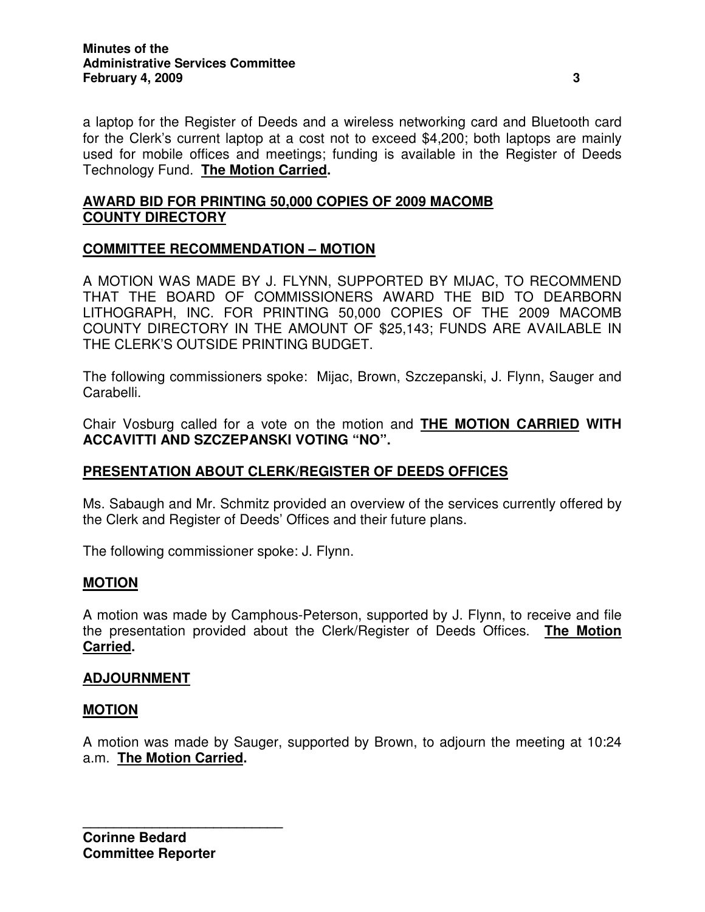a laptop for the Register of Deeds and a wireless networking card and Bluetooth card for the Clerk's current laptop at a cost not to exceed $4,200; both laptops are mainly used for mobile offices and meetings; funding is available in the Register of Deeds Technology Fund. **The Motion Carried.**

## AWARD BID FOR PRINTING 50,000 COPIES OF 2009 MACOMB COUNTY DIRECTORY

## COMMITTEE RECOMMENDATION – MOTION

A MOTION WAS MADE BY J. FLYNN, SUPPORTED BY MIJAC, TO RECOMMEND THAT THE BOARD OF COMMISSIONERS AWARD THE BID TO DEARBORN LITHOGRAPH, INC. FOR PRINTING 50,000 COPIES OF THE 2009 MACOMB COUNTY DIRECTORY IN THE AMOUNT OF $25,143; FUNDS ARE AVAILABLE IN THE CLERK'S OUTSIDE PRINTING BUDGET.

The following commissioners spoke: Mijac, Brown, Szczepanski, J. Flynn, Sauger and Carabelli.

Chair Vosburg called for a vote on the motion and **THE MOTION CARRIED WITH ACCAVITTI AND SZCZEPANSKI VOTING "NO".**

## PRESENTATION ABOUT CLERK/REGISTER OF DEEDS OFFICES

Ms. Sabaugh and Mr. Schmitz provided an overview of the services currently offered by the Clerk and Register of Deeds' Offices and their future plans.

The following commissioner spoke: J. Flynn.

## MOTION

A motion was made by Camphous-Peterson, supported by J. Flynn, to receive and file the presentation provided about the Clerk/Register of Deeds Offices. **The Motion Carried.**

## ADJOURNMENT

## MOTION

A motion was made by Sauger, supported by Brown, to adjourn the meeting at 10:24 a.m. **The Motion Carried.**

___________________________

**Corinne Bedard**
**Committee Reporter**